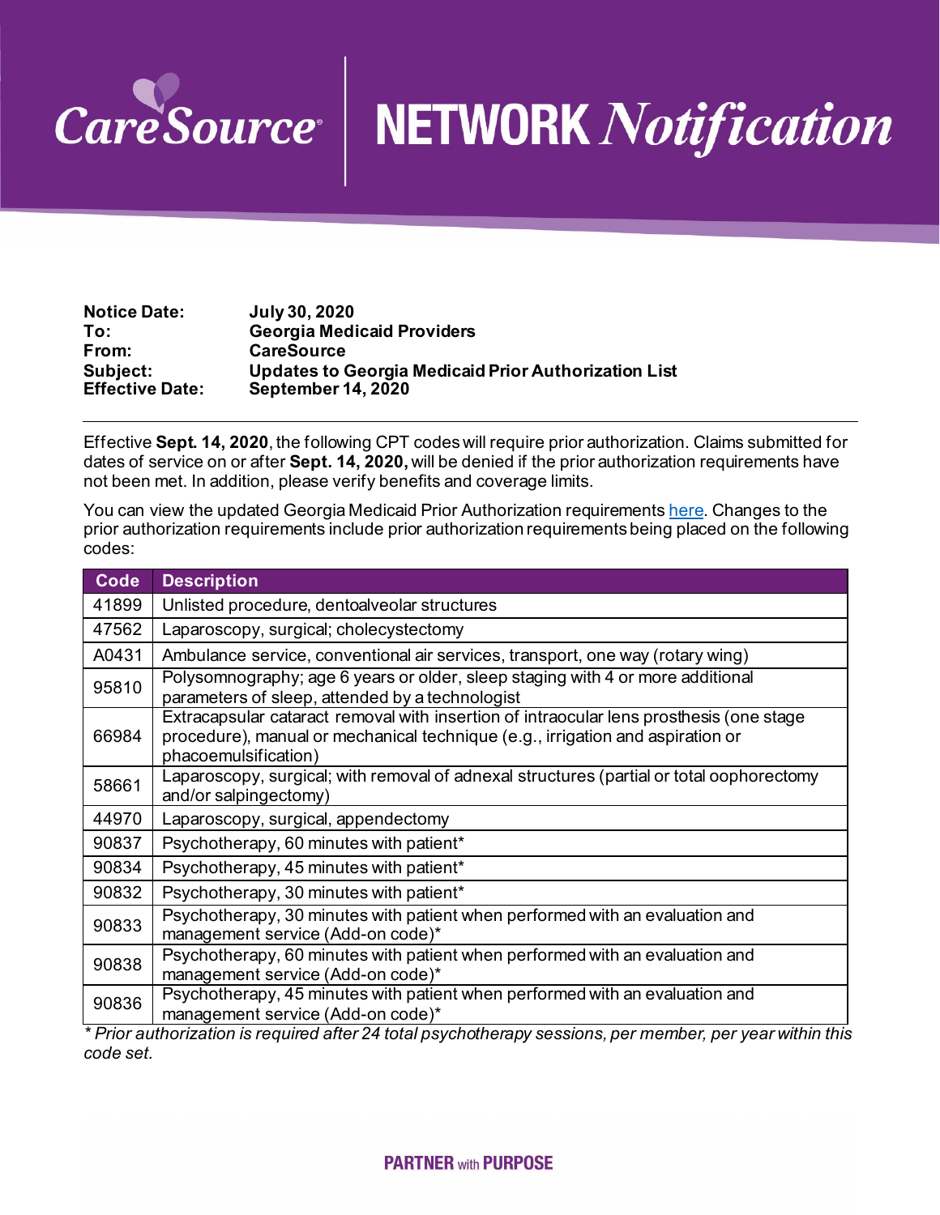# CareSource NETWORK *Notification*

**Notice Date:** **July 30, 2020**
**To:** **Georgia Medicaid Providers**
**From:** **CareSource**
**Subject:** **Updates to Georgia Medicaid Prior Authorization List**
**Effective Date:** **September 14, 2020**

---

Effective **Sept. 14, 2020**, the following CPT codes will require prior authorization. Claims submitted for dates of service on or after **Sept. 14, 2020,** will be denied if the prior authorization requirements have not been met. In addition, please verify benefits and coverage limits.

You can view the updated Georgia Medicaid Prior Authorization requirements here. Changes to the prior authorization requirements include prior authorization requirements being placed on the following codes:

| Code | Description |
|---|---|
| 41899 | Unlisted procedure, dentoalveolar structures |
| 47562 | Laparoscopy, surgical; cholecystectomy |
| A0431 | Ambulance service, conventional air services, transport, one way (rotary wing) |
| 95810 | Polysomnography; age 6 years or older, sleep staging with 4 or more additional parameters of sleep, attended by a technologist |
| 66984 | Extracapsular cataract removal with insertion of intraocular lens prosthesis (one stage procedure), manual or mechanical technique (e.g., irrigation and aspiration or phacoemulsification) |
| 58661 | Laparoscopy, surgical; with removal of adnexal structures (partial or total oophorectomy and/or salpingectomy) |
| 44970 | Laparoscopy, surgical, appendectomy |
| 90837 | Psychotherapy, 60 minutes with patient* |
| 90834 | Psychotherapy, 45 minutes with patient* |
| 90832 | Psychotherapy, 30 minutes with patient* |
| 90833 | Psychotherapy, 30 minutes with patient when performed with an evaluation and management service (Add-on code)* |
| 90838 | Psychotherapy, 60 minutes with patient when performed with an evaluation and management service (Add-on code)* |
| 90836 | Psychotherapy, 45 minutes with patient when performed with an evaluation and management service (Add-on code)* |

*\* Prior authorization is required after 24 total psychotherapy sessions, per member, per year within this code set.*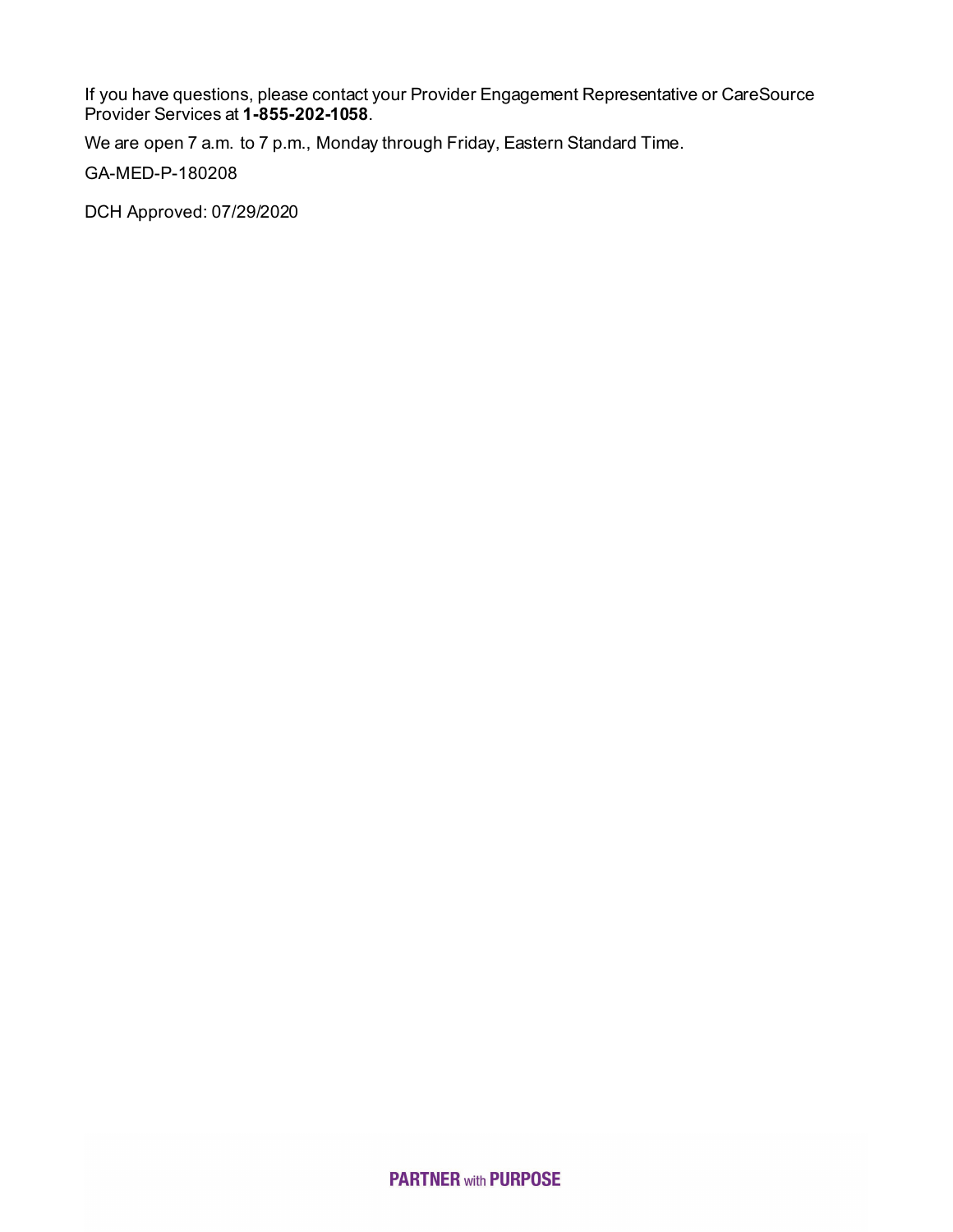If you have questions, please contact your Provider Engagement Representative or CareSource Provider Services at **1-855-202-1058**.

We are open 7 a.m. to 7 p.m., Monday through Friday, Eastern Standard Time.

GA-MED-P-180208

DCH Approved: 07/29/2020